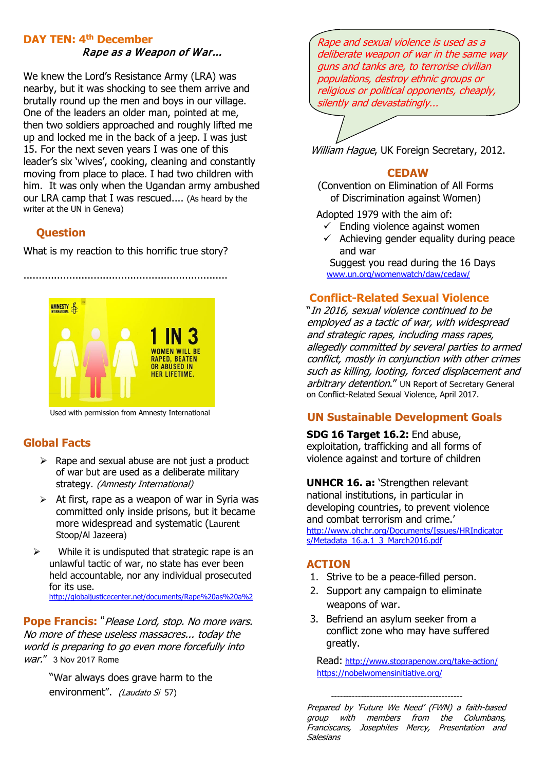## DAY TEN: 4th December

*Rape as a Weapon of War...*

We knew the Lord's Resistance Army (LRA) was nearby, but it was shocking to see them arrive and brutally round up the men and boys in our village. One of the leaders an older man, pointed at me, then two soldiers approached and roughly lifted me up and locked me in the back of a jeep. I was just 15. For the next seven years I was one of this leader's six 'wives', cooking, cleaning and constantly moving from place to place. I had two children with him. It was only when the Ugandan army ambushed our LRA camp that I was rescued.... (As heard by the writer at the UN in Geneva)

### Question

What is my reaction to this horrific true story?

....................................................................

AMNESTY INTERNATIONAL

1 IN 3 WOMEN WILL BE RAPED, BEATEN OR ABUSED IN HER LIFETIME.

Used with permission from Amnesty International

### Global Facts

- Rape and sexual abuse are not just a product of war but are used as a deliberate military strategy. *(Amnesty International)*
- At first, rape as a weapon of war in Syria was committed only inside prisons, but it became more widespread and systematic (Laurent Stoop/Al Jazeera)
- While it is undisputed that strategic rape is an unlawful tactic of war, no state has ever been held accountable, nor any individual prosecuted for its use. http://globaljusticecenter.net/documents/Rape%20as%20a%2

**Pope Francis:** "*Please Lord, stop. No more wars. No more of these useless massacres... today the world is preparing to go even more forcefully into war.*" 3 Nov 2017 Rome

"War always does grave harm to the environment". *(Laudato Si* 57)

*Rape and sexual violence is used as a deliberate weapon of war in the same way guns and tanks are, to terrorise civilian populations, destroy ethnic groups or religious or political opponents, cheaply, silently and devastatingly...*

*William Hague*, UK Foreign Secretary, 2012.

### CEDAW

(Convention on Elimination of All Forms of Discrimination against Women)

Adopted 1979 with the aim of:

- ✓ Ending violence against women
- ✓ Achieving gender equality during peace and war

Suggest you read during the 16 Days www.un.org/womenwatch/daw/cedaw/

### Conflict-Related Sexual Violence

"*In 2016, sexual violence continued to be employed as a tactic of war, with widespread and strategic rapes, including mass rapes, allegedly committed by several parties to armed conflict, mostly in conjunction with other crimes such as killing, looting, forced displacement and arbitrary detention.*" UN Report of Secretary General on Conflict-Related Sexual Violence, April 2017.

### UN Sustainable Development Goals

**SDG 16 Target 16.2:** End abuse, exploitation, trafficking and all forms of violence against and torture of children

**UNHCR 16. a:** 'Strengthen relevant national institutions, in particular in developing countries, to prevent violence and combat terrorism and crime.' http://www.ohchr.org/Documents/Issues/HRIndicators/Metadata_16.a.1_3_March2016.pdf

### ACTION

1. Strive to be a peace-filled person.
2. Support any campaign to eliminate weapons of war.
3. Befriend an asylum seeker from a conflict zone who may have suffered greatly.

Read: http://www.stoprapenow.org/take-action/
https://nobelwomensinitiative.org/

---

*Prepared by 'Future We Need' (FWN) a faith-based group with members from the Columbans, Franciscans, Josephites Mercy, Presentation and Salesians*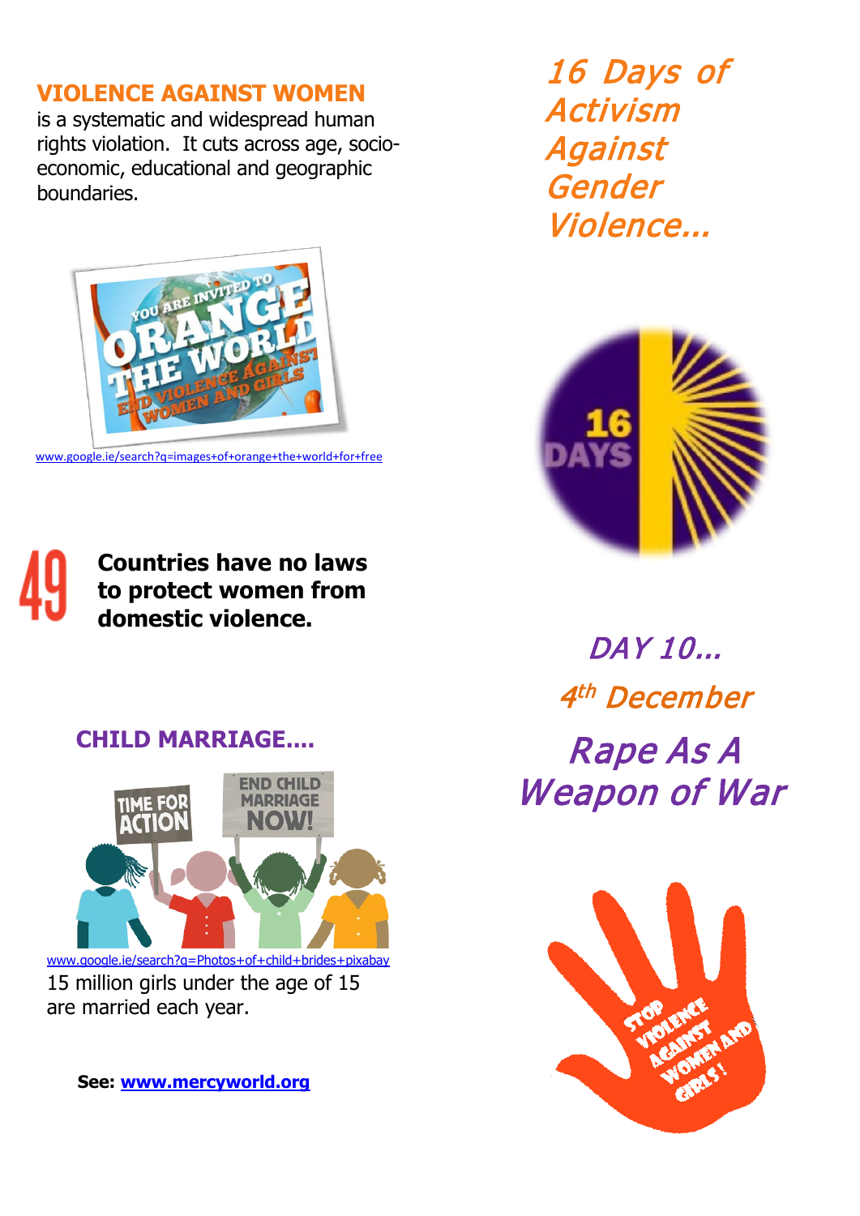# 16 Days of Activism Against Gender Violence...

## VIOLENCE AGAINST WOMEN

is a systematic and widespread human rights violation. It cuts across age, socio-economic, educational and geographic boundaries.

www.google.ie/search?q=images+of+orange+the+world+for+free

**49 Countries have no laws to protect women from domestic violence.**

## DAY 10...

## 4th December

## Rape As A Weapon of War

## CHILD MARRIAGE....

www.google.ie/search?q=Photos+of+child+brides+pixabay

15 million girls under the age of 15 are married each year.

**See: www.mercyworld.org**